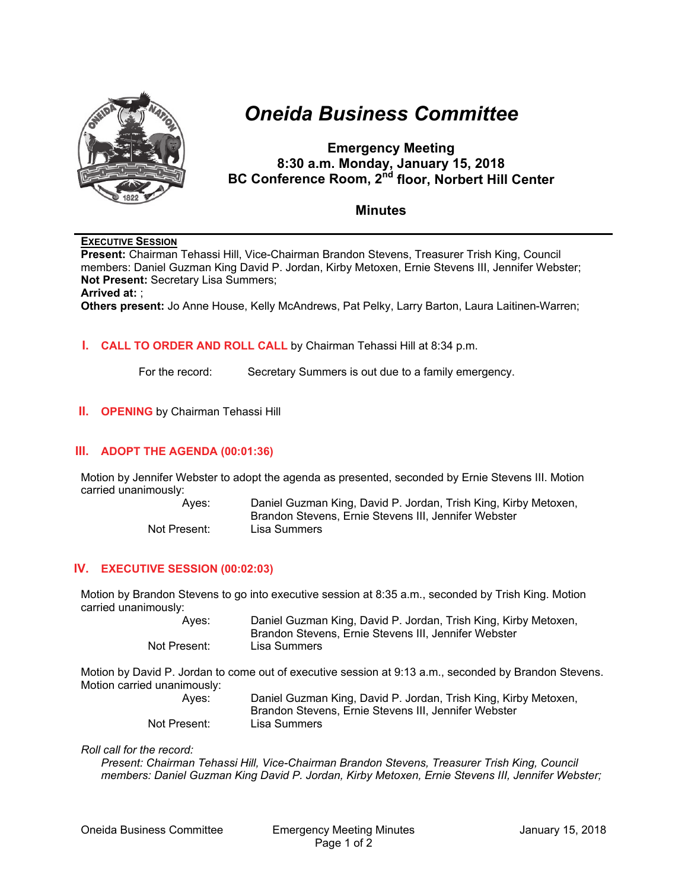# *Oneida Business Committee*

**Emergency Meeting**
**8:30 a.m. Monday, January 15, 2018**
**BC Conference Room, 2nd floor, Norbert Hill Center**

## Minutes

**EXECUTIVE SESSION**

**Present:** Chairman Tehassi Hill, Vice-Chairman Brandon Stevens, Treasurer Trish King, Council members: Daniel Guzman King David P. Jordan, Kirby Metoxen, Ernie Stevens III, Jennifer Webster;
**Not Present:** Secretary Lisa Summers;
**Arrived at:** ;
**Others present:** Jo Anne House, Kelly McAndrews, Pat Pelky, Larry Barton, Laura Laitinen-Warren;

### I. CALL TO ORDER AND ROLL CALL by Chairman Tehassi Hill at 8:34 p.m.

For the record: Secretary Summers is out due to a family emergency.

### II. OPENING by Chairman Tehassi Hill

### III. ADOPT THE AGENDA (00:01:36)

Motion by Jennifer Webster to adopt the agenda as presented, seconded by Ernie Stevens III. Motion carried unanimously:

Ayes: Daniel Guzman King, David P. Jordan, Trish King, Kirby Metoxen, Brandon Stevens, Ernie Stevens III, Jennifer Webster
Not Present: Lisa Summers

### IV. EXECUTIVE SESSION (00:02:03)

Motion by Brandon Stevens to go into executive session at 8:35 a.m., seconded by Trish King. Motion carried unanimously:

Ayes: Daniel Guzman King, David P. Jordan, Trish King, Kirby Metoxen, Brandon Stevens, Ernie Stevens III, Jennifer Webster
Not Present: Lisa Summers

Motion by David P. Jordan to come out of executive session at 9:13 a.m., seconded by Brandon Stevens. Motion carried unanimously:

Ayes: Daniel Guzman King, David P. Jordan, Trish King, Kirby Metoxen, Brandon Stevens, Ernie Stevens III, Jennifer Webster
Not Present: Lisa Summers

*Roll call for the record:*
*Present: Chairman Tehassi Hill, Vice-Chairman Brandon Stevens, Treasurer Trish King, Council members: Daniel Guzman King David P. Jordan, Kirby Metoxen, Ernie Stevens III, Jennifer Webster;*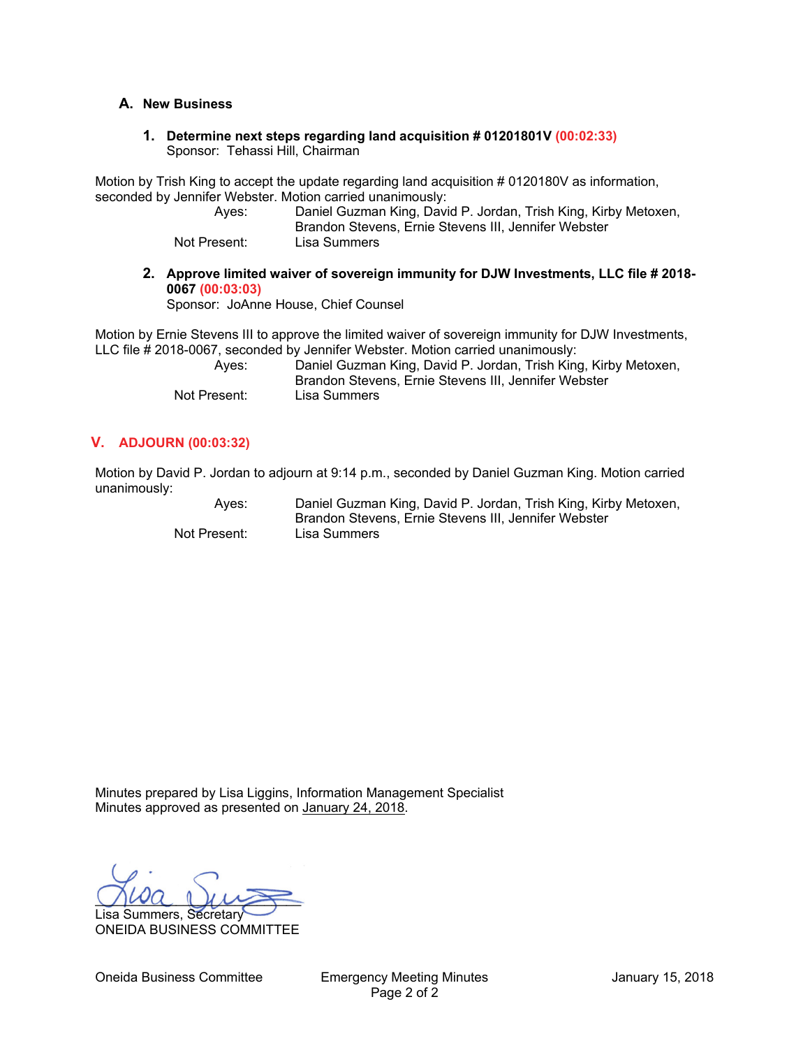## A. New Business

### 1. Determine next steps regarding land acquisition # 01201801V (00:02:33)

Sponsor: Tehassi Hill, Chairman

Motion by Trish King to accept the update regarding land acquisition # 0120180V as information, seconded by Jennifer Webster. Motion carried unanimously:

Ayes: Daniel Guzman King, David P. Jordan, Trish King, Kirby Metoxen, Brandon Stevens, Ernie Stevens III, Jennifer Webster

Not Present: Lisa Summers

### 2. Approve limited waiver of sovereign immunity for DJW Investments, LLC file # 2018-0067 (00:03:03)

Sponsor: JoAnne House, Chief Counsel

Motion by Ernie Stevens III to approve the limited waiver of sovereign immunity for DJW Investments, LLC file # 2018-0067, seconded by Jennifer Webster. Motion carried unanimously:

Ayes: Daniel Guzman King, David P. Jordan, Trish King, Kirby Metoxen, Brandon Stevens, Ernie Stevens III, Jennifer Webster

Not Present: Lisa Summers

## V. ADJOURN (00:03:32)

Motion by David P. Jordan to adjourn at 9:14 p.m., seconded by Daniel Guzman King. Motion carried unanimously:

Ayes: Daniel Guzman King, David P. Jordan, Trish King, Kirby Metoxen, Brandon Stevens, Ernie Stevens III, Jennifer Webster

Not Present: Lisa Summers

Minutes prepared by Lisa Liggins, Information Management Specialist
Minutes approved as presented on January 24, 2018.

Lisa Summers, Secretary
ONEIDA BUSINESS COMMITTEE